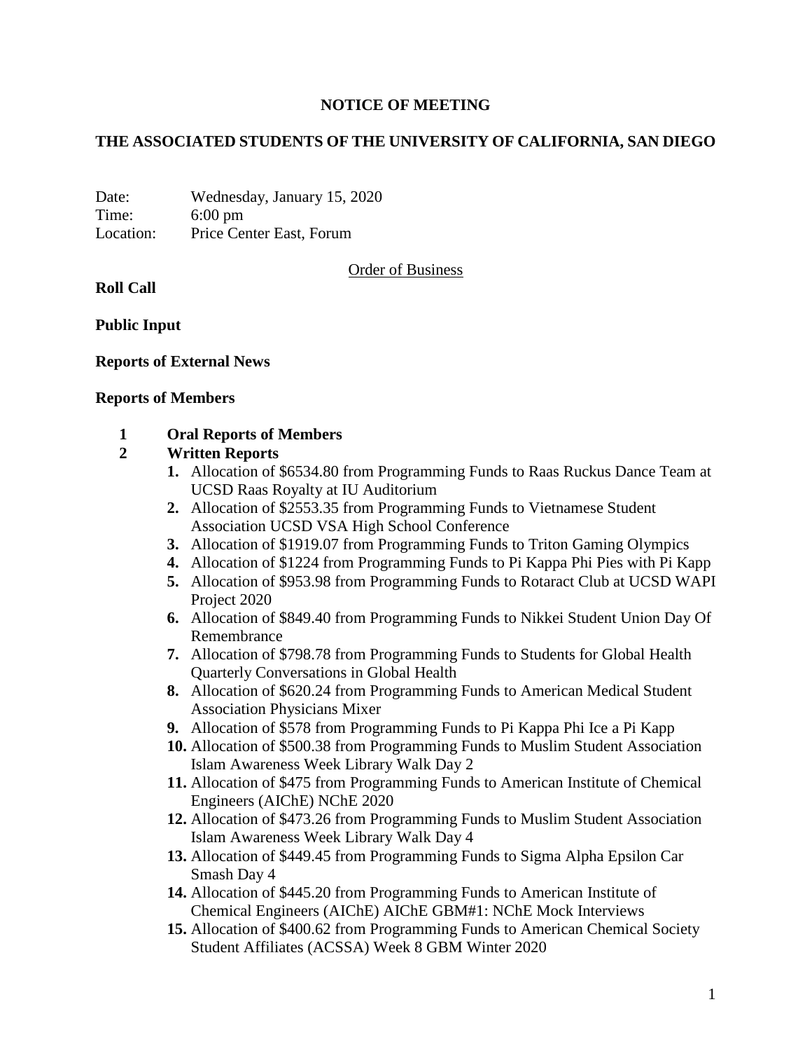# NOTICE OF MEETING

## THE ASSOCIATED STUDENTS OF THE UNIVERSITY OF CALIFORNIA, SAN DIEGO

Date: Wednesday, January 15, 2020
Time: 6:00 pm
Location: Price Center East, Forum

Order of Business

**Roll Call**

**Public Input**

**Reports of External News**

**Reports of Members**

**1 Oral Reports of Members**

**2 Written Reports**

1. Allocation of $6534.80 from Programming Funds to Raas Ruckus Dance Team at UCSD Raas Royalty at IU Auditorium
2. Allocation of $2553.35 from Programming Funds to Vietnamese Student Association UCSD VSA High School Conference
3. Allocation of $1919.07 from Programming Funds to Triton Gaming Olympics
4. Allocation of $1224 from Programming Funds to Pi Kappa Phi Pies with Pi Kapp
5. Allocation of $953.98 from Programming Funds to Rotaract Club at UCSD WAPI Project 2020
6. Allocation of $849.40 from Programming Funds to Nikkei Student Union Day Of Remembrance
7. Allocation of $798.78 from Programming Funds to Students for Global Health Quarterly Conversations in Global Health
8. Allocation of $620.24 from Programming Funds to American Medical Student Association Physicians Mixer
9. Allocation of $578 from Programming Funds to Pi Kappa Phi Ice a Pi Kapp
10. Allocation of $500.38 from Programming Funds to Muslim Student Association Islam Awareness Week Library Walk Day 2
11. Allocation of $475 from Programming Funds to American Institute of Chemical Engineers (AIChE) NChE 2020
12. Allocation of $473.26 from Programming Funds to Muslim Student Association Islam Awareness Week Library Walk Day 4
13. Allocation of $449.45 from Programming Funds to Sigma Alpha Epsilon Car Smash Day 4
14. Allocation of $445.20 from Programming Funds to American Institute of Chemical Engineers (AIChE) AIChE GBM#1: NChE Mock Interviews
15. Allocation of $400.62 from Programming Funds to American Chemical Society Student Affiliates (ACSSA) Week 8 GBM Winter 2020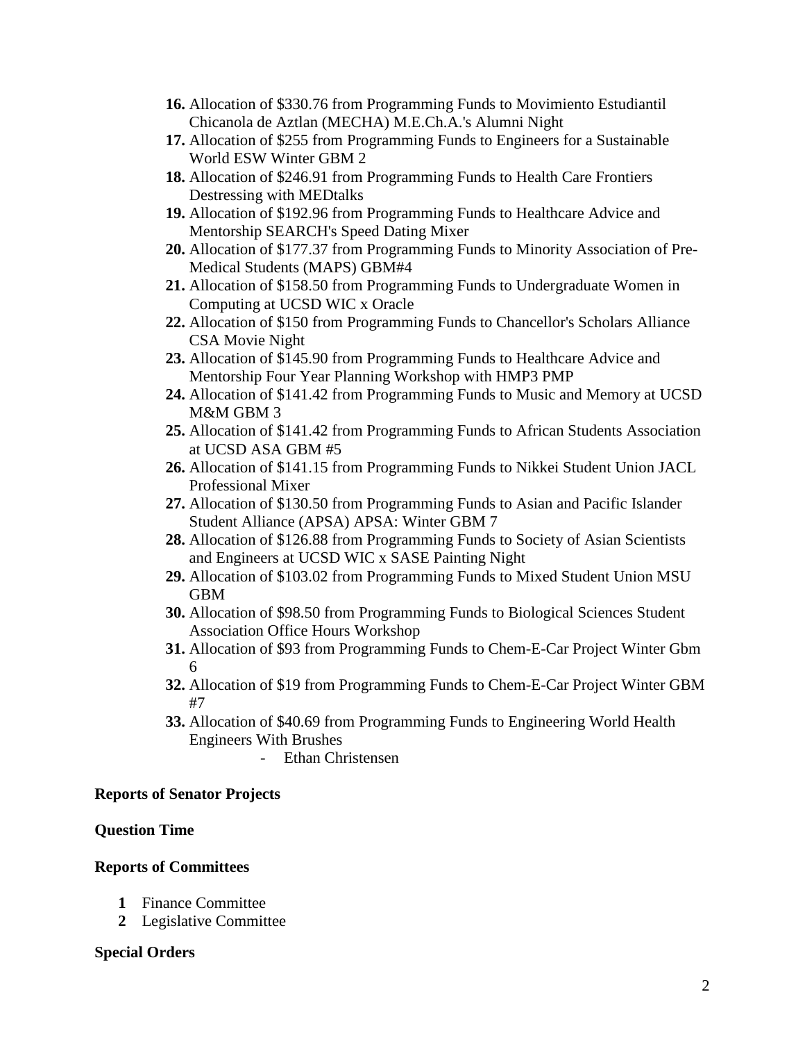16. Allocation of $330.76 from Programming Funds to Movimiento Estudiantil Chicanola de Aztlan (MECHA) M.E.Ch.A.'s Alumni Night
17. Allocation of $255 from Programming Funds to Engineers for a Sustainable World ESW Winter GBM 2
18. Allocation of $246.91 from Programming Funds to Health Care Frontiers Destressing with MEDtalks
19. Allocation of $192.96 from Programming Funds to Healthcare Advice and Mentorship SEARCH's Speed Dating Mixer
20. Allocation of $177.37 from Programming Funds to Minority Association of Pre-Medical Students (MAPS) GBM#4
21. Allocation of $158.50 from Programming Funds to Undergraduate Women in Computing at UCSD WIC x Oracle
22. Allocation of $150 from Programming Funds to Chancellor's Scholars Alliance CSA Movie Night
23. Allocation of $145.90 from Programming Funds to Healthcare Advice and Mentorship Four Year Planning Workshop with HMP3 PMP
24. Allocation of $141.42 from Programming Funds to Music and Memory at UCSD M&M GBM 3
25. Allocation of $141.42 from Programming Funds to African Students Association at UCSD ASA GBM #5
26. Allocation of $141.15 from Programming Funds to Nikkei Student Union JACL Professional Mixer
27. Allocation of $130.50 from Programming Funds to Asian and Pacific Islander Student Alliance (APSA) APSA: Winter GBM 7
28. Allocation of $126.88 from Programming Funds to Society of Asian Scientists and Engineers at UCSD WIC x SASE Painting Night
29. Allocation of $103.02 from Programming Funds to Mixed Student Union MSU GBM
30. Allocation of $98.50 from Programming Funds to Biological Sciences Student Association Office Hours Workshop
31. Allocation of $93 from Programming Funds to Chem-E-Car Project Winter Gbm 6
32. Allocation of $19 from Programming Funds to Chem-E-Car Project Winter GBM #7
33. Allocation of $40.69 from Programming Funds to Engineering World Health Engineers With Brushes
    - Ethan Christensen

**Reports of Senator Projects**

**Question Time**

**Reports of Committees**

1. Finance Committee
2. Legislative Committee

**Special Orders**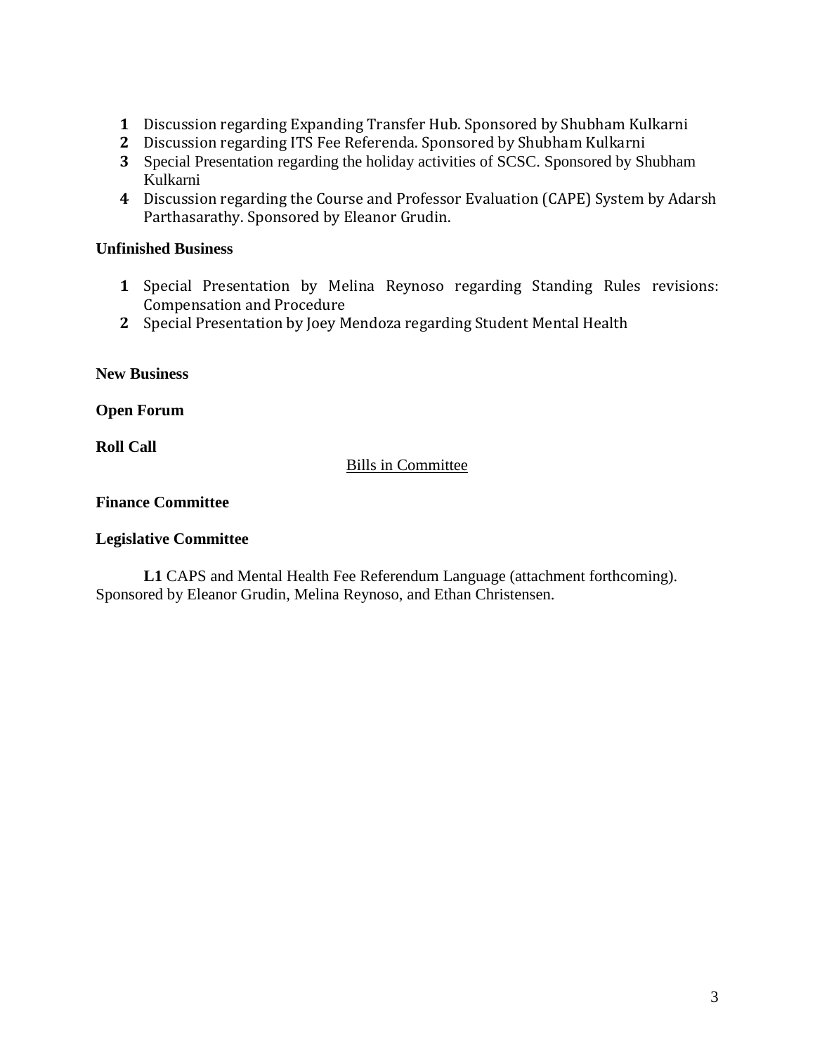1. Discussion regarding Expanding Transfer Hub. Sponsored by Shubham Kulkarni
2. Discussion regarding ITS Fee Referenda. Sponsored by Shubham Kulkarni
3. Special Presentation regarding the holiday activities of SCSC. Sponsored by Shubham Kulkarni
4. Discussion regarding the Course and Professor Evaluation (CAPE) System by Adarsh Parthasarathy. Sponsored by Eleanor Grudin.

**Unfinished Business**

1. Special Presentation by Melina Reynoso regarding Standing Rules revisions: Compensation and Procedure
2. Special Presentation by Joey Mendoza regarding Student Mental Health

**New Business**

**Open Forum**

**Roll Call**

<u>Bills in Committee</u>

**Finance Committee**

**Legislative Committee**

**L1** CAPS and Mental Health Fee Referendum Language (attachment forthcoming). Sponsored by Eleanor Grudin, Melina Reynoso, and Ethan Christensen.